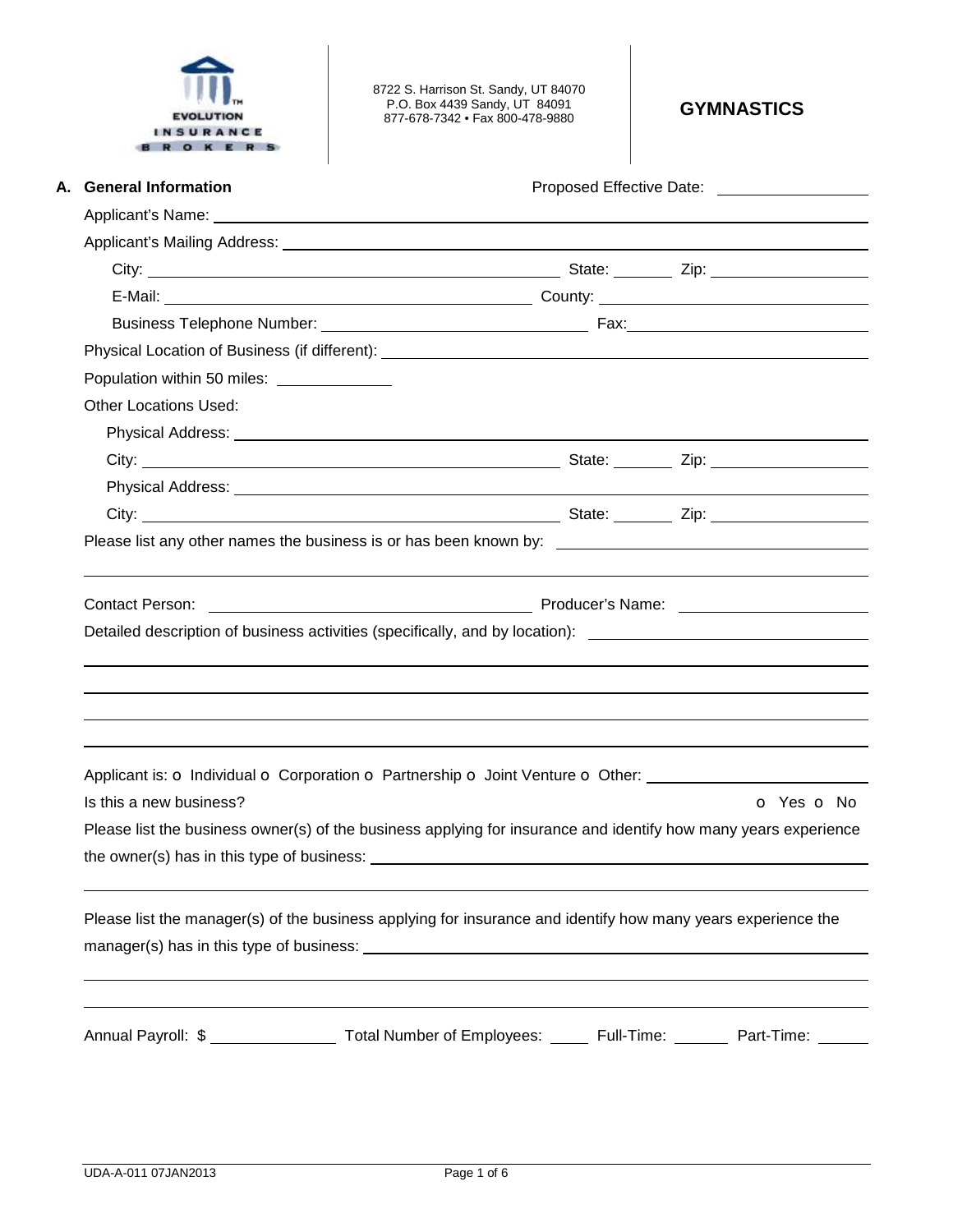EVOLUTION INSURANCE BROKERS

8722 S. Harrison St. Sandy, UT 84070
P.O. Box 4439 Sandy, UT 84091
877-678-7342 • Fax 800-478-9880

# GYMNASTICS

## A. General Information

Proposed Effective Date: ____________

Applicant's Name: ____________

Applicant's Mailing Address: ____________

City: ____________ State: ______ Zip: ____________

E-Mail: ____________ County: ____________

Business Telephone Number: ____________ Fax: ____________

Physical Location of Business (if different): ____________

Population within 50 miles: ____________

Other Locations Used:

Physical Address: ____________

City: ____________ State: ______ Zip: ____________

Physical Address: ____________

City: ____________ State: ______ Zip: ____________

Please list any other names the business is or has been known by: ____________

____________

Contact Person: ____________ Producer's Name: ____________

Detailed description of business activities (specifically, and by location): ____________

____________

____________

____________

____________

Applicant is: o Individual o Corporation o Partnership o Joint Venture o Other: ____________

Is this a new business? o Yes o No

Please list the business owner(s) of the business applying for insurance and identify how many years experience the owner(s) has in this type of business: ____________

____________

Please list the manager(s) of the business applying for insurance and identify how many years experience the manager(s) has in this type of business: ____________

____________

____________

Annual Payroll: $ ____________ Total Number of Employees: ______ Full-Time: ______ Part-Time: ______

UDA-A-011 07JAN2013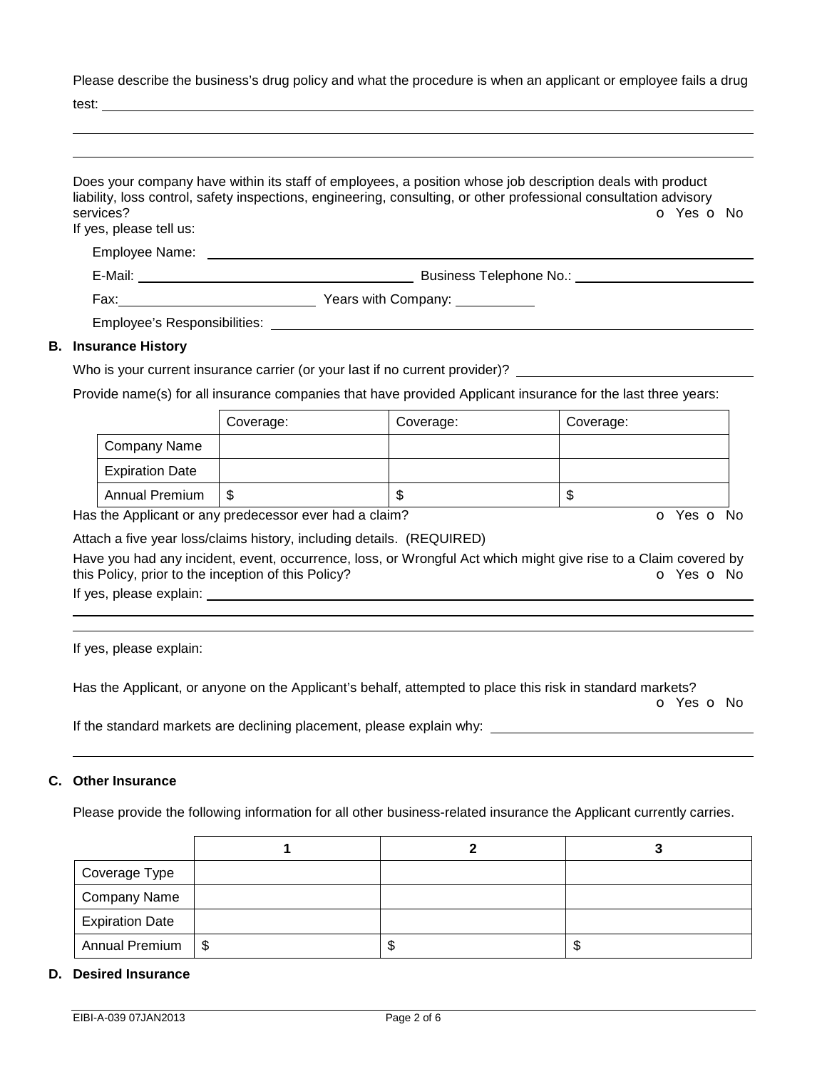Please describe the business's drug policy and what the procedure is when an applicant or employee fails a drug test: 

Does your company have within its staff of employees, a position whose job description deals with product liability, loss control, safety inspections, engineering, consulting, or other professional consultation advisory services? o Yes o No

If yes, please tell us:

Employee Name: 

E-Mail: Business Telephone No.: 

Fax: Years with Company: 

Employee's Responsibilities: 

## B. Insurance History

Who is your current insurance carrier (or your last if no current provider)? 

Provide name(s) for all insurance companies that have provided Applicant insurance for the last three years:

| | Coverage: | Coverage: | Coverage: |
|---|---|---|---|
| Company Name | | | |
| Expiration Date | | | |
| Annual Premium | $ | $ | $ |

Has the Applicant or any predecessor ever had a claim? o Yes o No

Attach a five year loss/claims history, including details. (REQUIRED)

Have you had any incident, event, occurrence, loss, or Wrongful Act which might give rise to a Claim covered by this Policy, prior to the inception of this Policy? o Yes o No

If yes, please explain: 

If yes, please explain:

Has the Applicant, or anyone on the Applicant's behalf, attempted to place this risk in standard markets? o Yes o No

If the standard markets are declining placement, please explain why: 

## C. Other Insurance

Please provide the following information for all other business-related insurance the Applicant currently carries.

| | 1 | 2 | 3 |
|---|---|---|---|
| Coverage Type | | | |
| Company Name | | | |
| Expiration Date | | | |
| Annual Premium | $ | $ | $ |

## D. Desired Insurance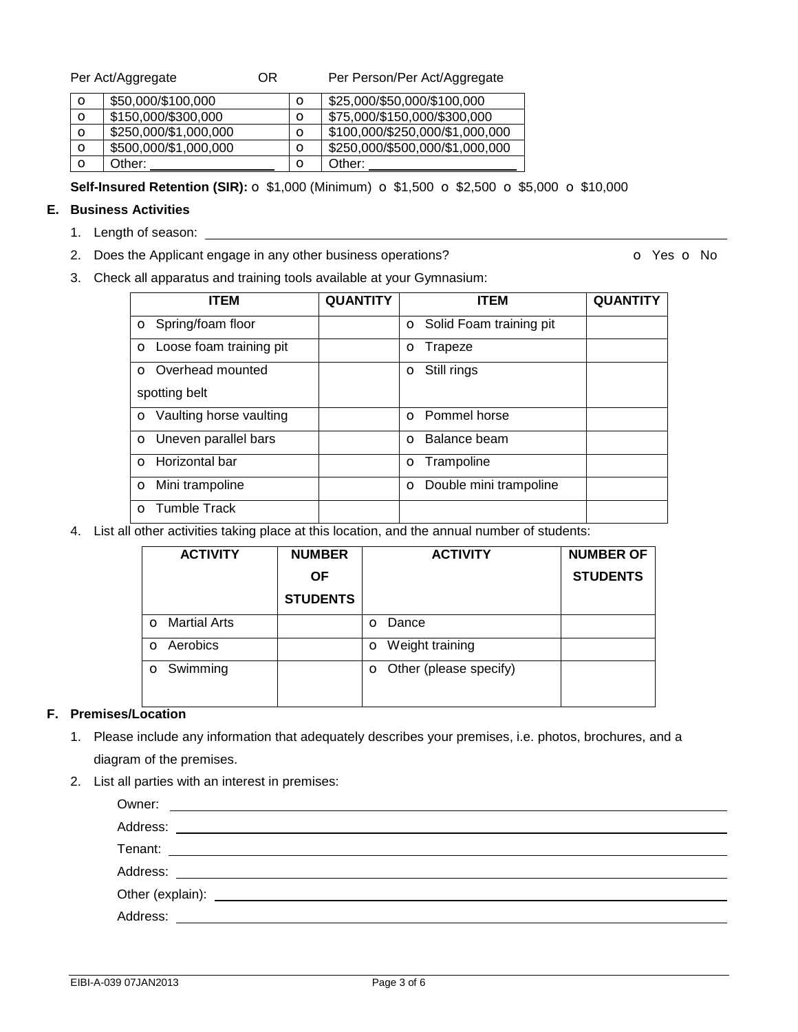Per Act/Aggregate OR Per Person/Per Act/Aggregate

| | Per Act/Aggregate | | Per Person/Per Act/Aggregate |
|---|---|---|---|
| o | $50,000/$100,000 | o | $25,000/$50,000/$100,000 |
| o | $150,000/$300,000 | o | $75,000/$150,000/$300,000 |
| o | $250,000/$1,000,000 | o | $100,000/$250,000/$1,000,000 |
| o | $500,000/$1,000,000 | o | $250,000/$500,000/$1,000,000 |
| o | Other: ________________ | o | Other: ____________________ |

**Self-Insured Retention (SIR):** o $1,000 (Minimum) o $1,500 o $2,500 o $5,000 o $10,000

### E. Business Activities

1. Length of season: ______________________________________________

2. Does the Applicant engage in any other business operations? o Yes o No

3. Check all apparatus and training tools available at your Gymnasium:

| ITEM | QUANTITY | ITEM | QUANTITY |
|---|---|---|---|
| o Spring/foam floor | | o Solid Foam training pit | |
| o Loose foam training pit | | o Trapeze | |
| o Overhead mounted spotting belt | | o Still rings | |
| o Vaulting horse vaulting | | o Pommel horse | |
| o Uneven parallel bars | | o Balance beam | |
| o Horizontal bar | | o Trampoline | |
| o Mini trampoline | | o Double mini trampoline | |
| o Tumble Track | | | |

4. List all other activities taking place at this location, and the annual number of students:

| ACTIVITY | NUMBER OF STUDENTS | ACTIVITY | NUMBER OF STUDENTS |
|---|---|---|---|
| o Martial Arts | | o Dance | |
| o Aerobics | | o Weight training | |
| o Swimming | | o Other (please specify) | |

### F. Premises/Location

1. Please include any information that adequately describes your premises, i.e. photos, brochures, and a diagram of the premises.

2. List all parties with an interest in premises:

   Owner: ______________________________________________

   Address: ______________________________________________

   Tenant: ______________________________________________

   Address: ______________________________________________

   Other (explain): ______________________________________________

   Address: ______________________________________________

EIBI-A-039 07JAN2013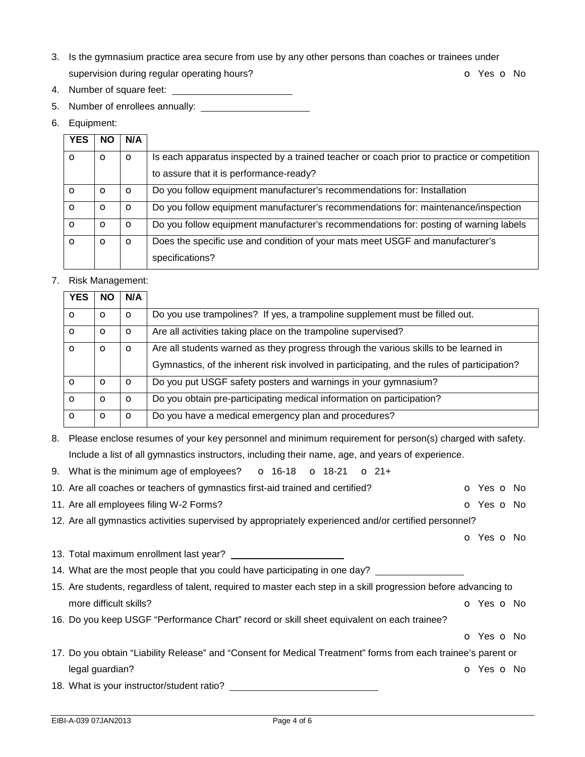3. Is the gymnasium practice area secure from use by any other persons than coaches or trainees under supervision during regular operating hours? o Yes o No
4. Number of square feet: \_\_\_\_\_\_\_\_\_\_\_\_\_\_\_\_\_\_\_\_
5. Number of enrollees annually: \_\_\_\_\_\_\_\_\_\_\_\_\_\_\_\_\_\_\_\_
6. Equipment:

| YES | NO | N/A | |
|---|---|---|---|
| o | o | o | Is each apparatus inspected by a trained teacher or coach prior to practice or competition to assure that it is performance-ready? |
| o | o | o | Do you follow equipment manufacturer's recommendations for: Installation |
| o | o | o | Do you follow equipment manufacturer's recommendations for: maintenance/inspection |
| o | o | o | Do you follow equipment manufacturer's recommendations for: posting of warning labels |
| o | o | o | Does the specific use and condition of your mats meet USGF and manufacturer's specifications? |

7. Risk Management:

| YES | NO | N/A | |
|---|---|---|---|
| o | o | o | Do you use trampolines? If yes, a trampoline supplement must be filled out. |
| o | o | o | Are all activities taking place on the trampoline supervised? |
| o | o | o | Are all students warned as they progress through the various skills to be learned in Gymnastics, of the inherent risk involved in participating, and the rules of participation? |
| o | o | o | Do you put USGF safety posters and warnings in your gymnasium? |
| o | o | o | Do you obtain pre-participating medical information on participation? |
| o | o | o | Do you have a medical emergency plan and procedures? |

8. Please enclose resumes of your key personnel and minimum requirement for person(s) charged with safety. Include a list of all gymnastics instructors, including their name, age, and years of experience.
9. What is the minimum age of employees? o 16-18 o 18-21 o 21+
10. Are all coaches or teachers of gymnastics first-aid trained and certified? o Yes o No
11. Are all employees filing W-2 Forms? o Yes o No
12. Are all gymnastics activities supervised by appropriately experienced and/or certified personnel? o Yes o No
13. Total maximum enrollment last year? \_\_\_\_\_\_\_\_\_\_\_\_\_\_\_\_\_\_\_\_
14. What are the most people that you could have participating in one day? \_\_\_\_\_\_\_\_\_\_\_\_\_\_\_\_
15. Are students, regardless of talent, required to master each step in a skill progression before advancing to more difficult skills? o Yes o No
16. Do you keep USGF "Performance Chart" record or skill sheet equivalent on each trainee? o Yes o No
17. Do you obtain "Liability Release" and "Consent for Medical Treatment" forms from each trainee's parent or legal guardian? o Yes o No
18. What is your instructor/student ratio? \_\_\_\_\_\_\_\_\_\_\_\_\_\_\_\_\_\_\_\_\_\_\_\_\_\_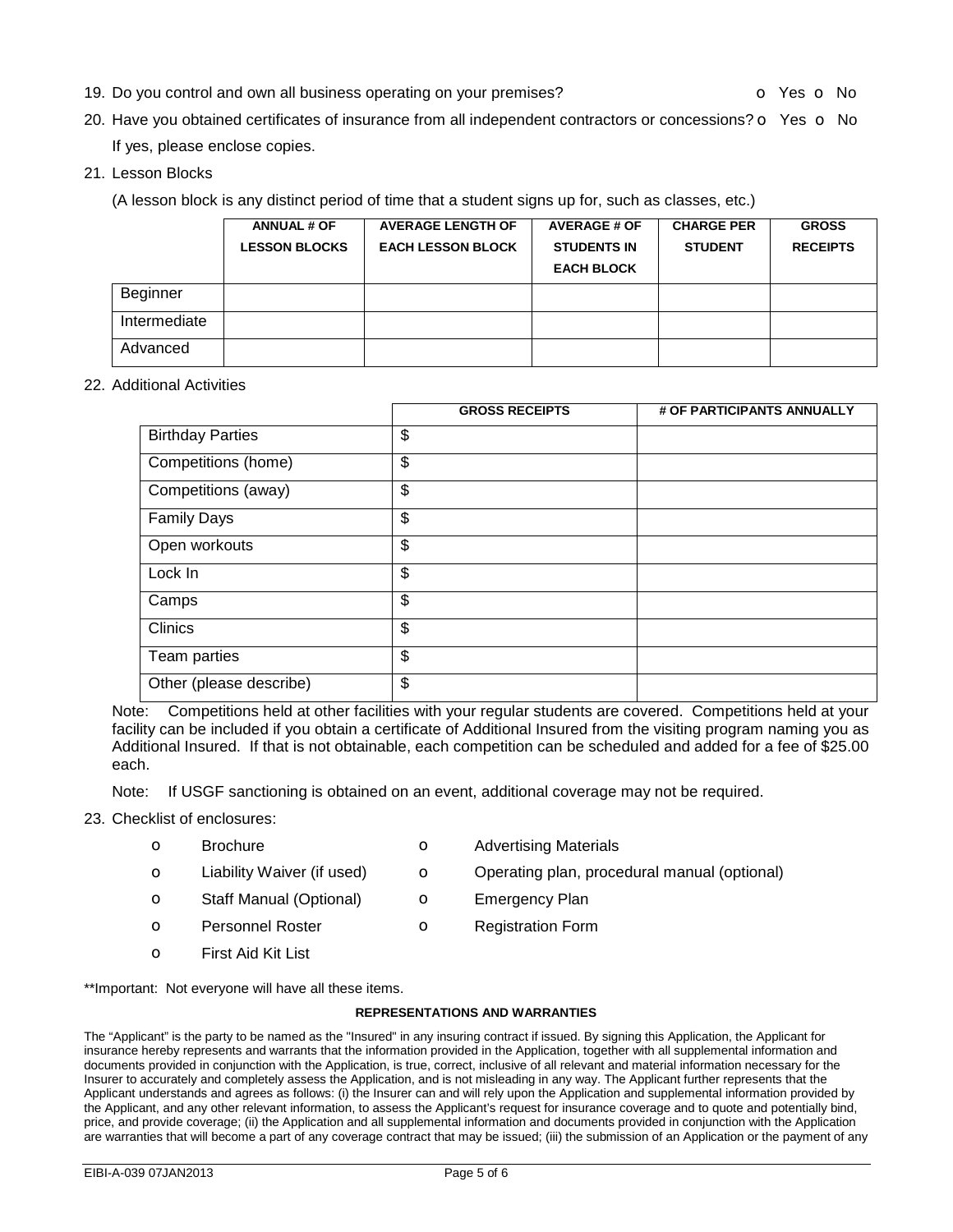19. Do you control and own all business operating on your premises? o Yes o No

20. Have you obtained certificates of insurance from all independent contractors or concessions? o Yes o No

    If yes, please enclose copies.

21. Lesson Blocks

    (A lesson block is any distinct period of time that a student signs up for, such as classes, etc.)

| | ANNUAL # OF LESSON BLOCKS | AVERAGE LENGTH OF EACH LESSON BLOCK | AVERAGE # OF STUDENTS IN EACH BLOCK | CHARGE PER STUDENT | GROSS RECEIPTS |
|---|---|---|---|---|---|
| Beginner | | | | | |
| Intermediate | | | | | |
| Advanced | | | | | |

22. Additional Activities

| | GROSS RECEIPTS | # OF PARTICIPANTS ANNUALLY |
|---|---|---|
| Birthday Parties | $ | |
| Competitions (home) | $ | |
| Competitions (away) | $ | |
| Family Days | $ | |
| Open workouts | $ | |
| Lock In | $ | |
| Camps | $ | |
| Clinics | $ | |
| Team parties | $ | |
| Other (please describe) | $ | |

Note: Competitions held at other facilities with your regular students are covered. Competitions held at your facility can be included if you obtain a certificate of Additional Insured from the visiting program naming you as Additional Insured. If that is not obtainable, each competition can be scheduled and added for a fee of $25.00 each.

Note: If USGF sanctioning is obtained on an event, additional coverage may not be required.

23. Checklist of enclosures:

- o Brochure
- o Advertising Materials
- o Liability Waiver (if used)
- o Operating plan, procedural manual (optional)
- o Staff Manual (Optional)
- o Emergency Plan
- o Personnel Roster
- o Registration Form
- o First Aid Kit List

**Important: Not everyone will have all these items.

**REPRESENTATIONS AND WARRANTIES**

The "Applicant" is the party to be named as the "Insured" in any insuring contract if issued. By signing this Application, the Applicant for insurance hereby represents and warrants that the information provided in the Application, together with all supplemental information and documents provided in conjunction with the Application, is true, correct, inclusive of all relevant and material information necessary for the Insurer to accurately and completely assess the Application, and is not misleading in any way. The Applicant further represents that the Applicant understands and agrees as follows: (i) the Insurer can and will rely upon the Application and supplemental information provided by the Applicant, and any other relevant information, to assess the Applicant's request for insurance coverage and to quote and potentially bind, price, and provide coverage; (ii) the Application and all supplemental information and documents provided in conjunction with the Application are warranties that will become a part of any coverage contract that may be issued; (iii) the submission of an Application or the payment of any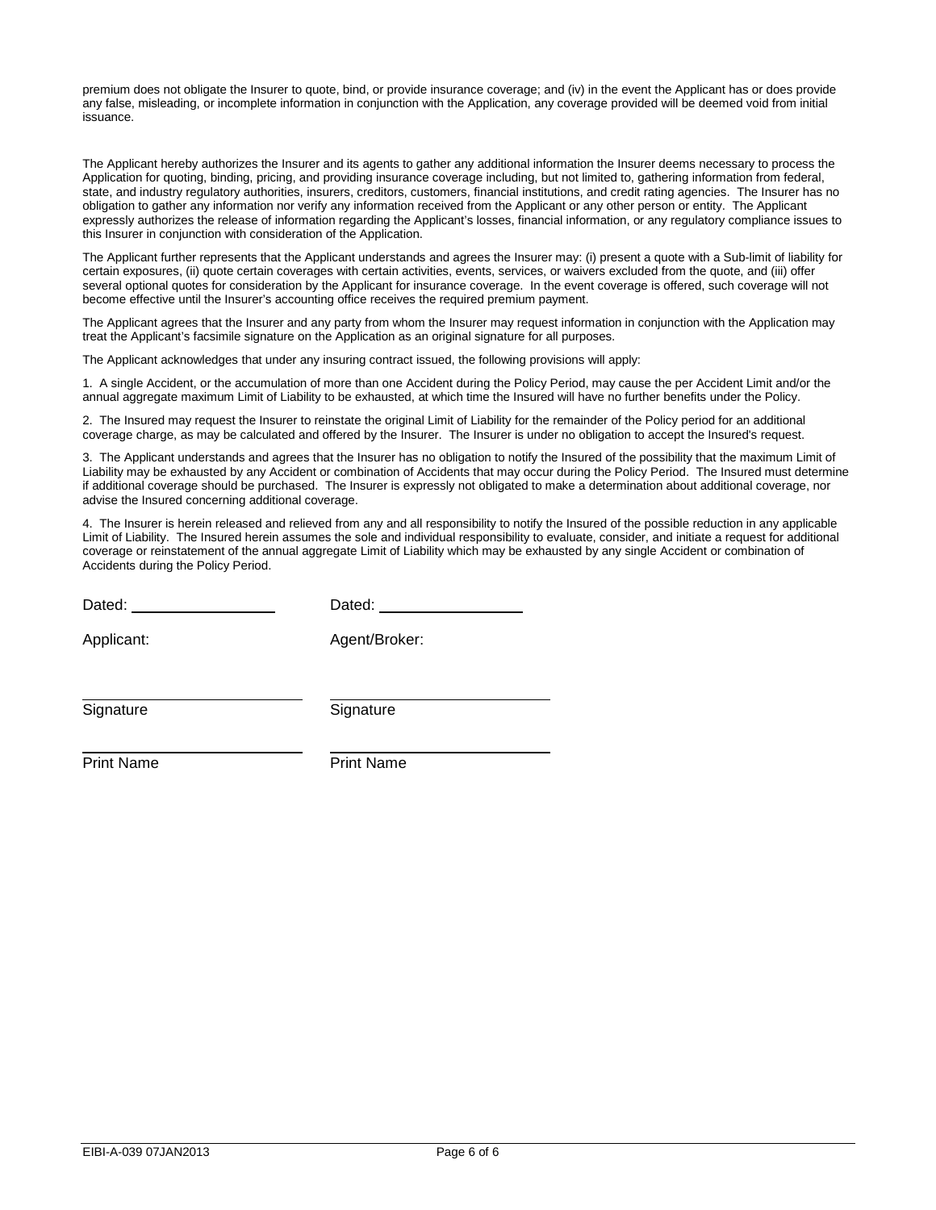premium does not obligate the Insurer to quote, bind, or provide insurance coverage; and (iv) in the event the Applicant has or does provide any false, misleading, or incomplete information in conjunction with the Application, any coverage provided will be deemed void from initial issuance.

The Applicant hereby authorizes the Insurer and its agents to gather any additional information the Insurer deems necessary to process the Application for quoting, binding, pricing, and providing insurance coverage including, but not limited to, gathering information from federal, state, and industry regulatory authorities, insurers, creditors, customers, financial institutions, and credit rating agencies. The Insurer has no obligation to gather any information nor verify any information received from the Applicant or any other person or entity. The Applicant expressly authorizes the release of information regarding the Applicant's losses, financial information, or any regulatory compliance issues to this Insurer in conjunction with consideration of the Application.

The Applicant further represents that the Applicant understands and agrees the Insurer may: (i) present a quote with a Sub-limit of liability for certain exposures, (ii) quote certain coverages with certain activities, events, services, or waivers excluded from the quote, and (iii) offer several optional quotes for consideration by the Applicant for insurance coverage. In the event coverage is offered, such coverage will not become effective until the Insurer's accounting office receives the required premium payment.

The Applicant agrees that the Insurer and any party from whom the Insurer may request information in conjunction with the Application may treat the Applicant's facsimile signature on the Application as an original signature for all purposes.

The Applicant acknowledges that under any insuring contract issued, the following provisions will apply:

1. A single Accident, or the accumulation of more than one Accident during the Policy Period, may cause the per Accident Limit and/or the annual aggregate maximum Limit of Liability to be exhausted, at which time the Insured will have no further benefits under the Policy.

2. The Insured may request the Insurer to reinstate the original Limit of Liability for the remainder of the Policy period for an additional coverage charge, as may be calculated and offered by the Insurer. The Insurer is under no obligation to accept the Insured's request.

3. The Applicant understands and agrees that the Insurer has no obligation to notify the Insured of the possibility that the maximum Limit of Liability may be exhausted by any Accident or combination of Accidents that may occur during the Policy Period. The Insured must determine if additional coverage should be purchased. The Insurer is expressly not obligated to make a determination about additional coverage, nor advise the Insured concerning additional coverage.

4. The Insurer is herein released and relieved from any and all responsibility to notify the Insured of the possible reduction in any applicable Limit of Liability. The Insured herein assumes the sole and individual responsibility to evaluate, consider, and initiate a request for additional coverage or reinstatement of the annual aggregate Limit of Liability which may be exhausted by any single Accident or combination of Accidents during the Policy Period.

| | |
|---|---|
| Dated: ________________ | Dated: ________________ |
| Applicant: | Agent/Broker: |
| ________________________ | ________________________ |
| Signature | Signature |
| ________________________ | ________________________ |
| Print Name | Print Name |

EIBI-A-039 07JAN2013